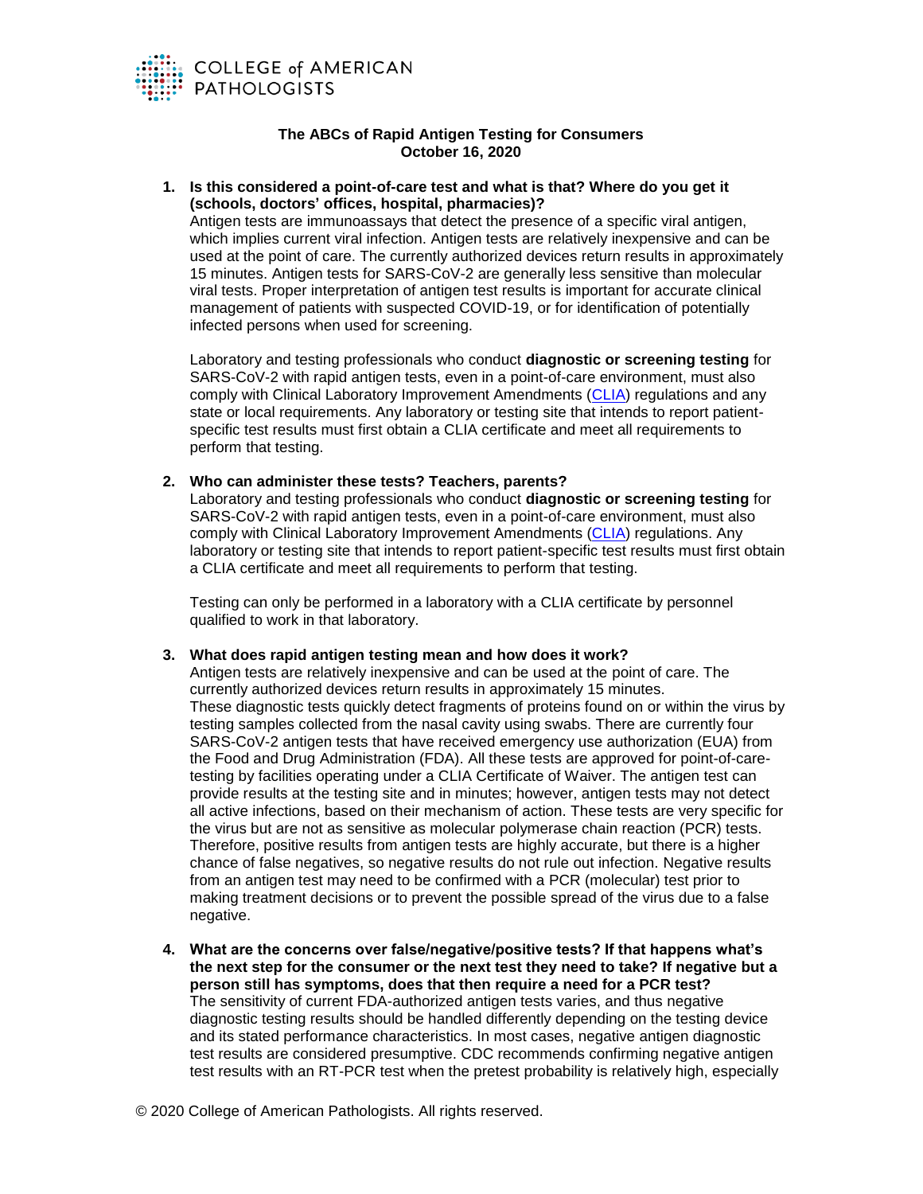COLLEGE of AMERICAN PATHOLOGISTS

# The ABCs of Rapid Antigen Testing for Consumers

**October 16, 2020**

1. **Is this considered a point-of-care test and what is that? Where do you get it (schools, doctors' offices, hospital, pharmacies)?**

   Antigen tests are immunoassays that detect the presence of a specific viral antigen, which implies current viral infection. Antigen tests are relatively inexpensive and can be used at the point of care. The currently authorized devices return results in approximately 15 minutes. Antigen tests for SARS-CoV-2 are generally less sensitive than molecular viral tests. Proper interpretation of antigen test results is important for accurate clinical management of patients with suspected COVID-19, or for identification of potentially infected persons when used for screening.

   Laboratory and testing professionals who conduct **diagnostic or screening testing** for SARS-CoV-2 with rapid antigen tests, even in a point-of-care environment, must also comply with Clinical Laboratory Improvement Amendments (CLIA) regulations and any state or local requirements. Any laboratory or testing site that intends to report patient-specific test results must first obtain a CLIA certificate and meet all requirements to perform that testing.

2. **Who can administer these tests? Teachers, parents?**

   Laboratory and testing professionals who conduct **diagnostic or screening testing** for SARS-CoV-2 with rapid antigen tests, even in a point-of-care environment, must also comply with Clinical Laboratory Improvement Amendments (CLIA) regulations. Any laboratory or testing site that intends to report patient-specific test results must first obtain a CLIA certificate and meet all requirements to perform that testing.

   Testing can only be performed in a laboratory with a CLIA certificate by personnel qualified to work in that laboratory.

3. **What does rapid antigen testing mean and how does it work?**

   Antigen tests are relatively inexpensive and can be used at the point of care. The currently authorized devices return results in approximately 15 minutes.
   These diagnostic tests quickly detect fragments of proteins found on or within the virus by testing samples collected from the nasal cavity using swabs. There are currently four SARS-CoV-2 antigen tests that have received emergency use authorization (EUA) from the Food and Drug Administration (FDA). All these tests are approved for point-of-care-testing by facilities operating under a CLIA Certificate of Waiver. The antigen test can provide results at the testing site and in minutes; however, antigen tests may not detect all active infections, based on their mechanism of action. These tests are very specific for the virus but are not as sensitive as molecular polymerase chain reaction (PCR) tests. Therefore, positive results from antigen tests are highly accurate, but there is a higher chance of false negatives, so negative results do not rule out infection. Negative results from an antigen test may need to be confirmed with a PCR (molecular) test prior to making treatment decisions or to prevent the possible spread of the virus due to a false negative.

4. **What are the concerns over false/negative/positive tests? If that happens what's the next step for the consumer or the next test they need to take? If negative but a person still has symptoms, does that then require a need for a PCR test?**

   The sensitivity of current FDA-authorized antigen tests varies, and thus negative diagnostic testing results should be handled differently depending on the testing device and its stated performance characteristics. In most cases, negative antigen diagnostic test results are considered presumptive. CDC recommends confirming negative antigen test results with an RT-PCR test when the pretest probability is relatively high, especially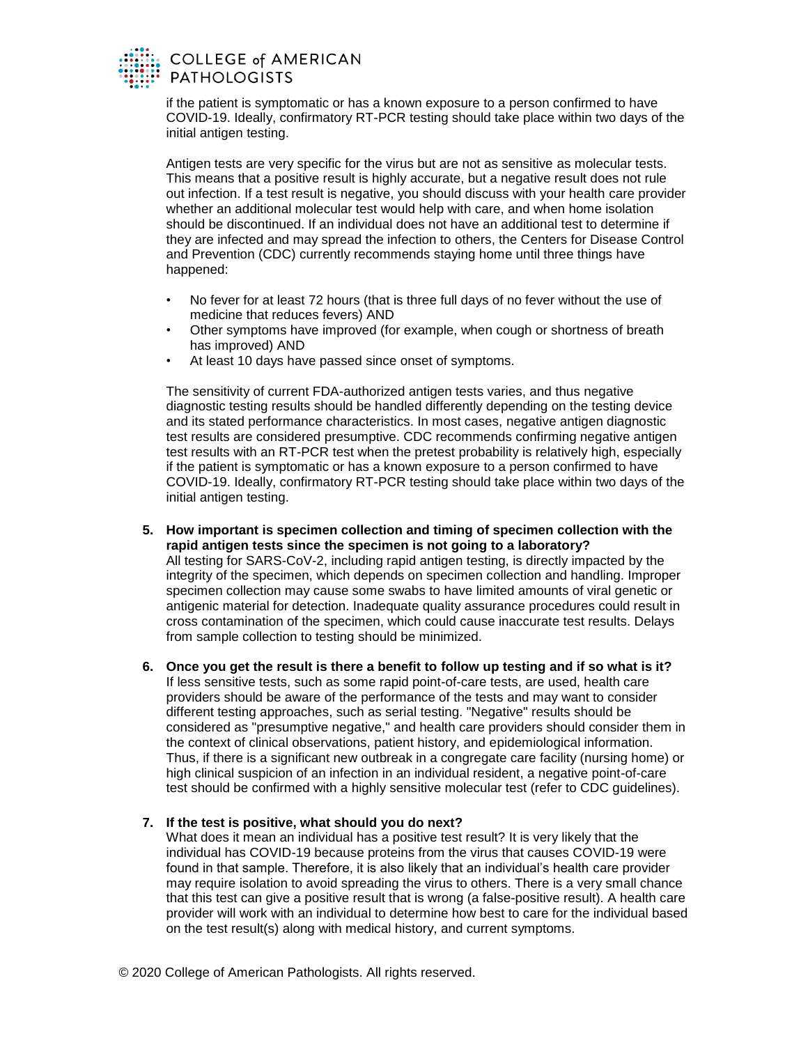if the patient is symptomatic or has a known exposure to a person confirmed to have COVID-19. Ideally, confirmatory RT-PCR testing should take place within two days of the initial antigen testing.

Antigen tests are very specific for the virus but are not as sensitive as molecular tests. This means that a positive result is highly accurate, but a negative result does not rule out infection. If a test result is negative, you should discuss with your health care provider whether an additional molecular test would help with care, and when home isolation should be discontinued. If an individual does not have an additional test to determine if they are infected and may spread the infection to others, the Centers for Disease Control and Prevention (CDC) currently recommends staying home until three things have happened:

- No fever for at least 72 hours (that is three full days of no fever without the use of medicine that reduces fevers) AND
- Other symptoms have improved (for example, when cough or shortness of breath has improved) AND
- At least 10 days have passed since onset of symptoms.

The sensitivity of current FDA-authorized antigen tests varies, and thus negative diagnostic testing results should be handled differently depending on the testing device and its stated performance characteristics. In most cases, negative antigen diagnostic test results are considered presumptive. CDC recommends confirming negative antigen test results with an RT-PCR test when the pretest probability is relatively high, especially if the patient is symptomatic or has a known exposure to a person confirmed to have COVID-19. Ideally, confirmatory RT-PCR testing should take place within two days of the initial antigen testing.

5. **How important is specimen collection and timing of specimen collection with the rapid antigen tests since the specimen is not going to a laboratory?**
   All testing for SARS-CoV-2, including rapid antigen testing, is directly impacted by the integrity of the specimen, which depends on specimen collection and handling. Improper specimen collection may cause some swabs to have limited amounts of viral genetic or antigenic material for detection. Inadequate quality assurance procedures could result in cross contamination of the specimen, which could cause inaccurate test results. Delays from sample collection to testing should be minimized.

6. **Once you get the result is there a benefit to follow up testing and if so what is it?**
   If less sensitive tests, such as some rapid point-of-care tests, are used, health care providers should be aware of the performance of the tests and may want to consider different testing approaches, such as serial testing. "Negative" results should be considered as "presumptive negative," and health care providers should consider them in the context of clinical observations, patient history, and epidemiological information. Thus, if there is a significant new outbreak in a congregate care facility (nursing home) or high clinical suspicion of an infection in an individual resident, a negative point-of-care test should be confirmed with a highly sensitive molecular test (refer to CDC guidelines).

7. **If the test is positive, what should you do next?**
   What does it mean an individual has a positive test result? It is very likely that the individual has COVID-19 because proteins from the virus that causes COVID-19 were found in that sample. Therefore, it is also likely that an individual's health care provider may require isolation to avoid spreading the virus to others. There is a very small chance that this test can give a positive result that is wrong (a false-positive result). A health care provider will work with an individual to determine how best to care for the individual based on the test result(s) along with medical history, and current symptoms.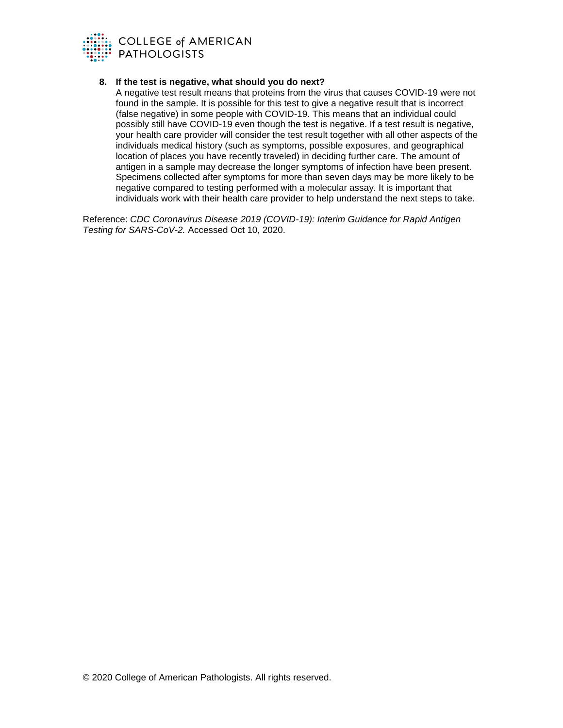8. **If the test is negative, what should you do next?**
   A negative test result means that proteins from the virus that causes COVID-19 were not found in the sample. It is possible for this test to give a negative result that is incorrect (false negative) in some people with COVID-19. This means that an individual could possibly still have COVID-19 even though the test is negative. If a test result is negative, your health care provider will consider the test result together with all other aspects of the individuals medical history (such as symptoms, possible exposures, and geographical location of places you have recently traveled) in deciding further care. The amount of antigen in a sample may decrease the longer symptoms of infection have been present. Specimens collected after symptoms for more than seven days may be more likely to be negative compared to testing performed with a molecular assay. It is important that individuals work with their health care provider to help understand the next steps to take.

Reference: *CDC Coronavirus Disease 2019 (COVID-19): Interim Guidance for Rapid Antigen Testing for SARS-CoV-2.* Accessed Oct 10, 2020.

© 2020 College of American Pathologists. All rights reserved.